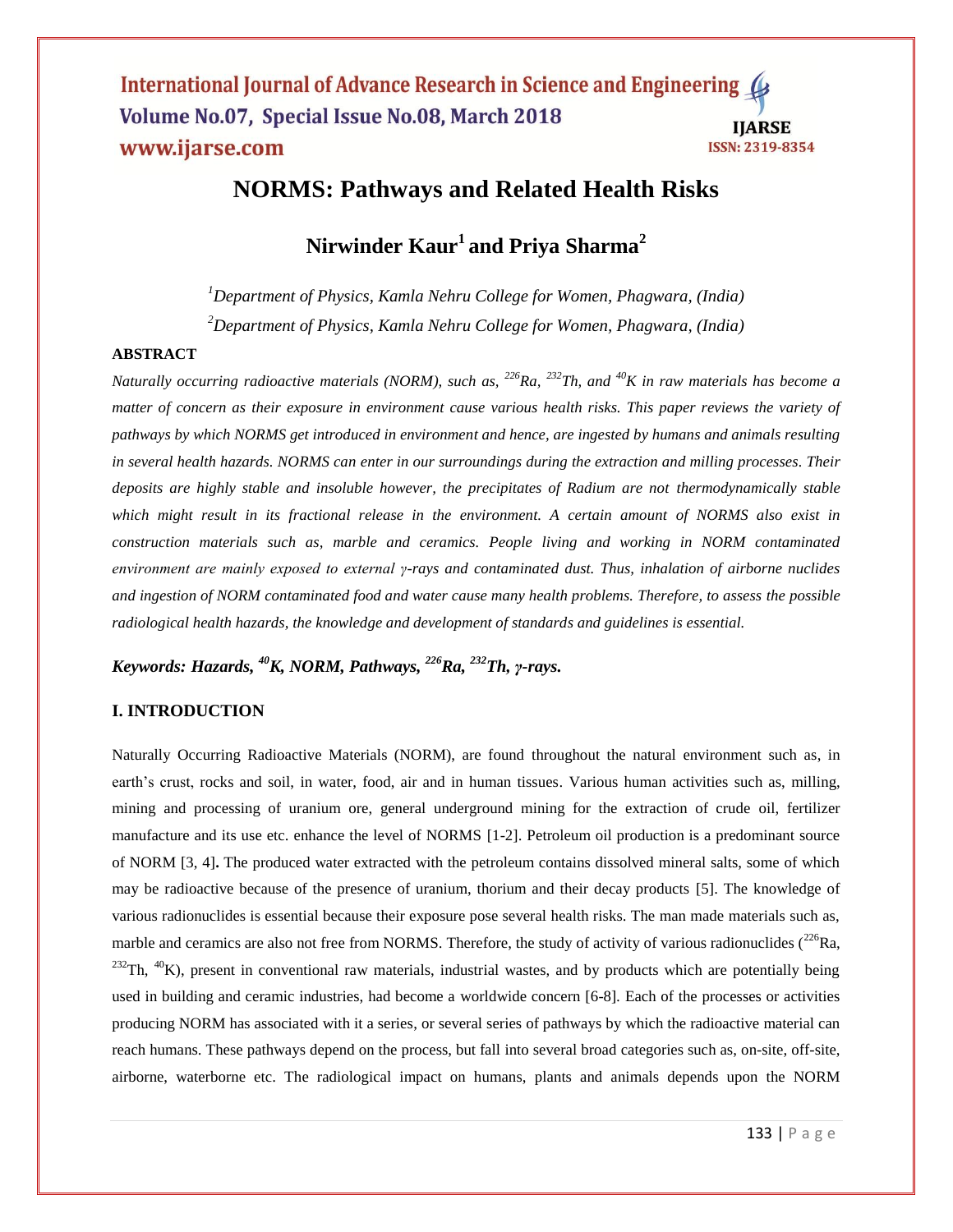# NORMS: Pathways and Related Health Risks

## Nirwinder Kaur[1] and Priya Sharma[2]

[1]*Department of Physics, Kamla Nehru College for Women, Phagwara, (India)*

[2]*Department of Physics, Kamla Nehru College for Women, Phagwara, (India)*

### ABSTRACT

*Naturally occurring radioactive materials (NORM), such as, $^{226}Ra$, $^{232}Th$, and $^{40}K$ in raw materials has become a matter of concern as their exposure in environment cause various health risks. This paper reviews the variety of pathways by which NORMS get introduced in environment and hence, are ingested by humans and animals resulting in several health hazards. NORMS can enter in our surroundings during the extraction and milling processes. Their deposits are highly stable and insoluble however, the precipitates of Radium are not thermodynamically stable which might result in its fractional release in the environment. A certain amount of NORMS also exist in construction materials such as, marble and ceramics. People living and working in NORM contaminated environment are mainly exposed to external γ-rays and contaminated dust. Thus, inhalation of airborne nuclides and ingestion of NORM contaminated food and water cause many health problems. Therefore, to assess the possible radiological health hazards, the knowledge and development of standards and guidelines is essential.*

***Keywords: Hazards, $^{40}K$, NORM, Pathways, $^{226}Ra$, $^{232}Th$, γ-rays.***

### I. INTRODUCTION

Naturally Occurring Radioactive Materials (NORM), are found throughout the natural environment such as, in earth's crust, rocks and soil, in water, food, air and in human tissues. Various human activities such as, milling, mining and processing of uranium ore, general underground mining for the extraction of crude oil, fertilizer manufacture and its use etc. enhance the level of NORMS [1-2]. Petroleum oil production is a predominant source of NORM [3, 4]**.** The produced water extracted with the petroleum contains dissolved mineral salts, some of which may be radioactive because of the presence of uranium, thorium and their decay products [5]. The knowledge of various radionuclides is essential because their exposure pose several health risks. The man made materials such as, marble and ceramics are also not free from NORMS. Therefore, the study of activity of various radionuclides ($^{226}Ra$, $^{232}Th$, $^{40}K$), present in conventional raw materials, industrial wastes, and by products which are potentially being used in building and ceramic industries, had become a worldwide concern [6-8]. Each of the processes or activities producing NORM has associated with it a series, or several series of pathways by which the radioactive material can reach humans. These pathways depend on the process, but fall into several broad categories such as, on-site, off-site, airborne, waterborne etc. The radiological impact on humans, plants and animals depends upon the NORM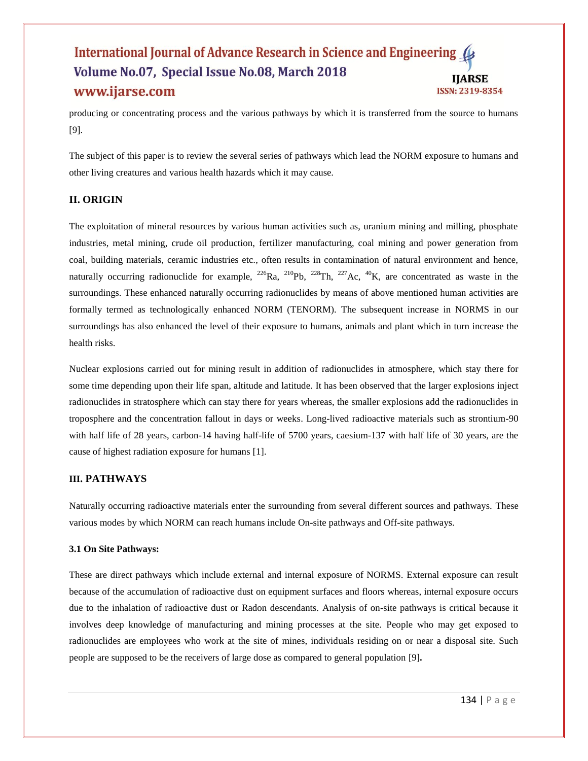producing or concentrating process and the various pathways by which it is transferred from the source to humans [9].

The subject of this paper is to review the several series of pathways which lead the NORM exposure to humans and other living creatures and various health hazards which it may cause.

## II. ORIGIN

The exploitation of mineral resources by various human activities such as, uranium mining and milling, phosphate industries, metal mining, crude oil production, fertilizer manufacturing, coal mining and power generation from coal, building materials, ceramic industries etc., often results in contamination of natural environment and hence, naturally occurring radionuclide for example, $^{226}$Ra, $^{210}$Pb, $^{228}$Th, $^{227}$Ac, $^{40}$K, are concentrated as waste in the surroundings. These enhanced naturally occurring radionuclides by means of above mentioned human activities are formally termed as technologically enhanced NORM (TENORM). The subsequent increase in NORMS in our surroundings has also enhanced the level of their exposure to humans, animals and plant which in turn increase the health risks.

Nuclear explosions carried out for mining result in addition of radionuclides in atmosphere, which stay there for some time depending upon their life span, altitude and latitude. It has been observed that the larger explosions inject radionuclides in stratosphere which can stay there for years whereas, the smaller explosions add the radionuclides in troposphere and the concentration fallout in days or weeks. Long-lived radioactive materials such as strontium-90 with half life of 28 years, carbon-14 having half-life of 5700 years, caesium-137 with half life of 30 years, are the cause of highest radiation exposure for humans [1].

## III. PATHWAYS

Naturally occurring radioactive materials enter the surrounding from several different sources and pathways. These various modes by which NORM can reach humans include On-site pathways and Off-site pathways.

### 3.1 On Site Pathways:

These are direct pathways which include external and internal exposure of NORMS. External exposure can result because of the accumulation of radioactive dust on equipment surfaces and floors whereas, internal exposure occurs due to the inhalation of radioactive dust or Radon descendants. Analysis of on-site pathways is critical because it involves deep knowledge of manufacturing and mining processes at the site. People who may get exposed to radionuclides are employees who work at the site of mines, individuals residing on or near a disposal site. Such people are supposed to be the receivers of large dose as compared to general population [9].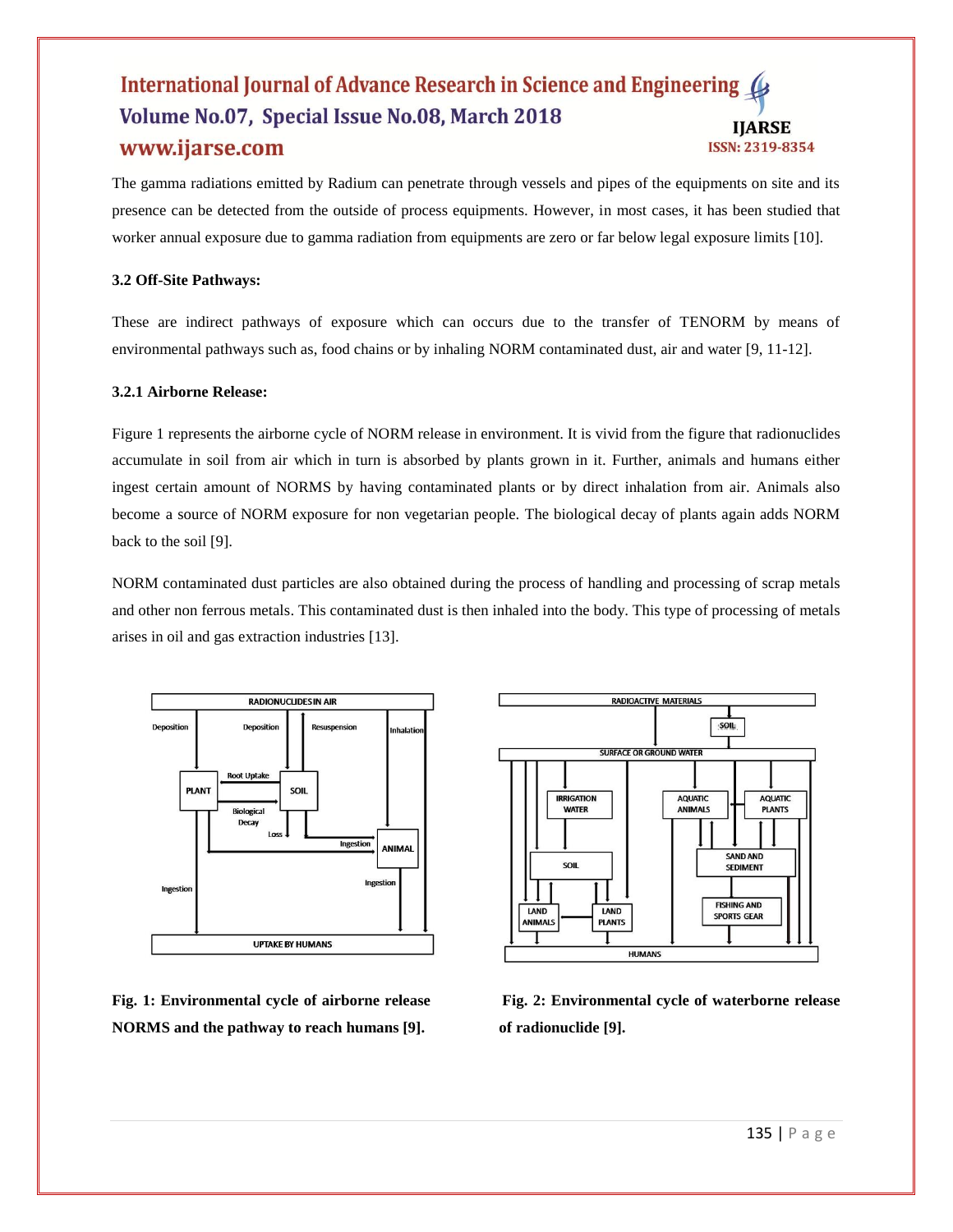The gamma radiations emitted by Radium can penetrate through vessels and pipes of the equipments on site and its presence can be detected from the outside of process equipments. However, in most cases, it has been studied that worker annual exposure due to gamma radiation from equipments are zero or far below legal exposure limits [10].

### 3.2 Off-Site Pathways:

These are indirect pathways of exposure which can occurs due to the transfer of TENORM by means of environmental pathways such as, food chains or by inhaling NORM contaminated dust, air and water [9, 11-12].

#### 3.2.1 Airborne Release:

Figure 1 represents the airborne cycle of NORM release in environment. It is vivid from the figure that radionuclides accumulate in soil from air which in turn is absorbed by plants grown in it. Further, animals and humans either ingest certain amount of NORMS by having contaminated plants or by direct inhalation from air. Animals also become a source of NORM exposure for non vegetarian people. The biological decay of plants again adds NORM back to the soil [9].

NORM contaminated dust particles are also obtained during the process of handling and processing of scrap metals and other non ferrous metals. This contaminated dust is then inhaled into the body. This type of processing of metals arises in oil and gas extraction industries [13].

**Fig. 1: Environmental cycle of airborne release NORMS and the pathway to reach humans [9].**

**Fig. 2: Environmental cycle of waterborne release of radionuclide [9].**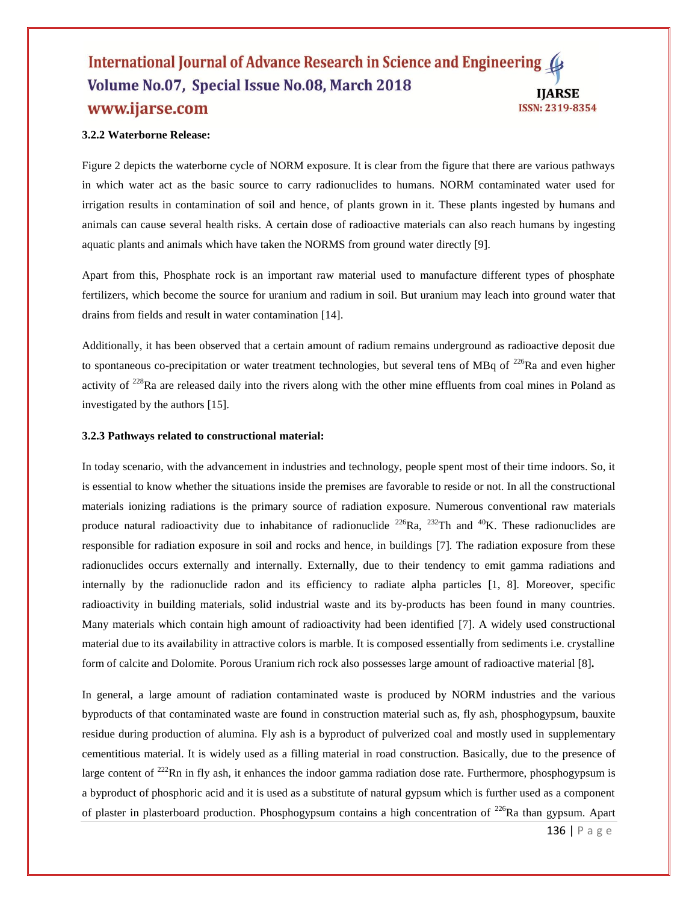### 3.2.2 Waterborne Release:

Figure 2 depicts the waterborne cycle of NORM exposure. It is clear from the figure that there are various pathways in which water act as the basic source to carry radionuclides to humans. NORM contaminated water used for irrigation results in contamination of soil and hence, of plants grown in it. These plants ingested by humans and animals can cause several health risks. A certain dose of radioactive materials can also reach humans by ingesting aquatic plants and animals which have taken the NORMS from ground water directly [9].

Apart from this, Phosphate rock is an important raw material used to manufacture different types of phosphate fertilizers, which become the source for uranium and radium in soil. But uranium may leach into ground water that drains from fields and result in water contamination [14].

Additionally, it has been observed that a certain amount of radium remains underground as radioactive deposit due to spontaneous co-precipitation or water treatment technologies, but several tens of MBq of $^{226}$Ra and even higher activity of $^{228}$Ra are released daily into the rivers along with the other mine effluents from coal mines in Poland as investigated by the authors [15].

### 3.2.3 Pathways related to constructional material:

In today scenario, with the advancement in industries and technology, people spent most of their time indoors. So, it is essential to know whether the situations inside the premises are favorable to reside or not. In all the constructional materials ionizing radiations is the primary source of radiation exposure. Numerous conventional raw materials produce natural radioactivity due to inhabitance of radionuclide $^{226}$Ra, $^{232}$Th and $^{40}$K. These radionuclides are responsible for radiation exposure in soil and rocks and hence, in buildings [7]. The radiation exposure from these radionuclides occurs externally and internally. Externally, due to their tendency to emit gamma radiations and internally by the radionuclide radon and its efficiency to radiate alpha particles [1, 8]. Moreover, specific radioactivity in building materials, solid industrial waste and its by-products has been found in many countries. Many materials which contain high amount of radioactivity had been identified [7]. A widely used constructional material due to its availability in attractive colors is marble. It is composed essentially from sediments i.e. crystalline form of calcite and Dolomite. Porous Uranium rich rock also possesses large amount of radioactive material [8].

In general, a large amount of radiation contaminated waste is produced by NORM industries and the various byproducts of that contaminated waste are found in construction material such as, fly ash, phosphogypsum, bauxite residue during production of alumina. Fly ash is a byproduct of pulverized coal and mostly used in supplementary cementitious material. It is widely used as a filling material in road construction. Basically, due to the presence of large content of $^{222}$Rn in fly ash, it enhances the indoor gamma radiation dose rate. Furthermore, phosphogypsum is a byproduct of phosphoric acid and it is used as a substitute of natural gypsum which is further used as a component of plaster in plasterboard production. Phosphogypsum contains a high concentration of $^{226}$Ra than gypsum. Apart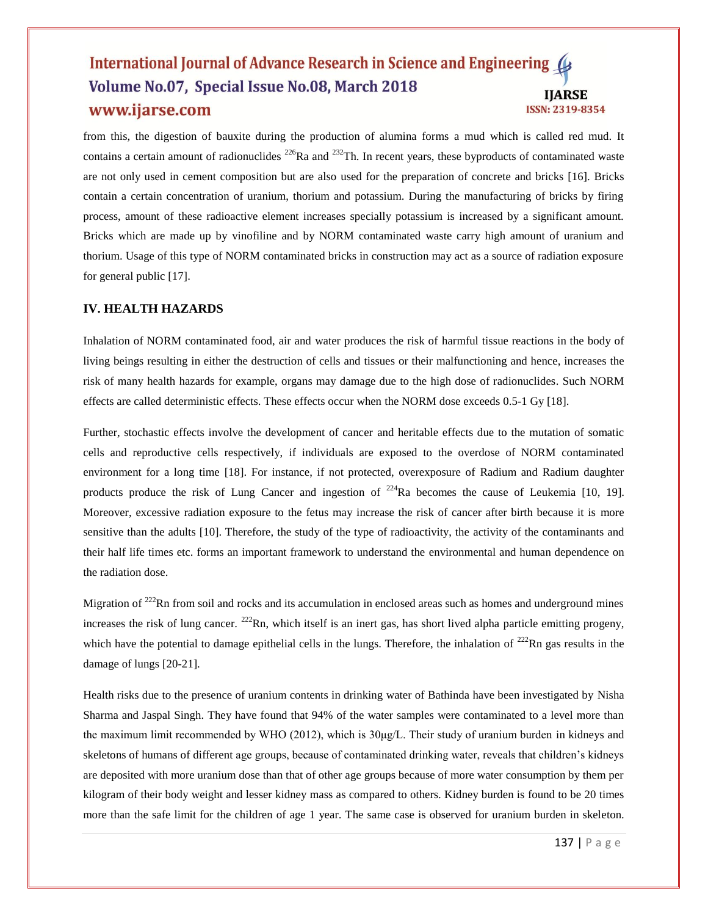from this, the digestion of bauxite during the production of alumina forms a mud which is called red mud. It contains a certain amount of radionuclides $^{226}Ra$ and $^{232}Th$. In recent years, these byproducts of contaminated waste are not only used in cement composition but are also used for the preparation of concrete and bricks [16]. Bricks contain a certain concentration of uranium, thorium and potassium. During the manufacturing of bricks by firing process, amount of these radioactive element increases specially potassium is increased by a significant amount. Bricks which are made up by vinofiline and by NORM contaminated waste carry high amount of uranium and thorium. Usage of this type of NORM contaminated bricks in construction may act as a source of radiation exposure for general public [17].

## IV. HEALTH HAZARDS

Inhalation of NORM contaminated food, air and water produces the risk of harmful tissue reactions in the body of living beings resulting in either the destruction of cells and tissues or their malfunctioning and hence, increases the risk of many health hazards for example, organs may damage due to the high dose of radionuclides. Such NORM effects are called deterministic effects. These effects occur when the NORM dose exceeds 0.5-1 Gy [18].

Further, stochastic effects involve the development of cancer and heritable effects due to the mutation of somatic cells and reproductive cells respectively, if individuals are exposed to the overdose of NORM contaminated environment for a long time [18]. For instance, if not protected, overexposure of Radium and Radium daughter products produce the risk of Lung Cancer and ingestion of $^{224}Ra$ becomes the cause of Leukemia [10, 19]. Moreover, excessive radiation exposure to the fetus may increase the risk of cancer after birth because it is more sensitive than the adults [10]. Therefore, the study of the type of radioactivity, the activity of the contaminants and their half life times etc. forms an important framework to understand the environmental and human dependence on the radiation dose.

Migration of $^{222}Rn$ from soil and rocks and its accumulation in enclosed areas such as homes and underground mines increases the risk of lung cancer. $^{222}Rn$, which itself is an inert gas, has short lived alpha particle emitting progeny, which have the potential to damage epithelial cells in the lungs. Therefore, the inhalation of $^{222}Rn$ gas results in the damage of lungs [20-21].

Health risks due to the presence of uranium contents in drinking water of Bathinda have been investigated by Nisha Sharma and Jaspal Singh. They have found that 94% of the water samples were contaminated to a level more than the maximum limit recommended by WHO (2012), which is 30μg/L. Their study of uranium burden in kidneys and skeletons of humans of different age groups, because of contaminated drinking water, reveals that children's kidneys are deposited with more uranium dose than that of other age groups because of more water consumption by them per kilogram of their body weight and lesser kidney mass as compared to others. Kidney burden is found to be 20 times more than the safe limit for the children of age 1 year. The same case is observed for uranium burden in skeleton.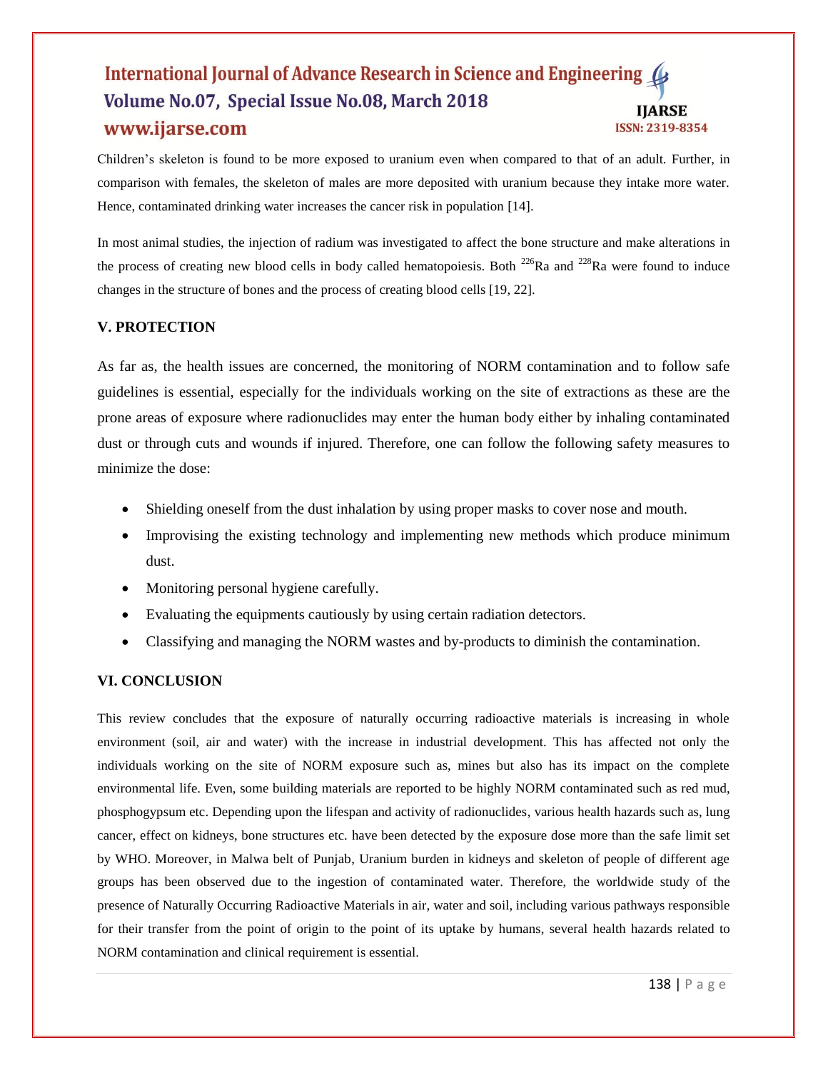Children's skeleton is found to be more exposed to uranium even when compared to that of an adult. Further, in comparison with females, the skeleton of males are more deposited with uranium because they intake more water. Hence, contaminated drinking water increases the cancer risk in population [14].

In most animal studies, the injection of radium was investigated to affect the bone structure and make alterations in the process of creating new blood cells in body called hematopoiesis. Both $^{226}Ra$ and $^{228}Ra$ were found to induce changes in the structure of bones and the process of creating blood cells [19, 22].

## V. PROTECTION

As far as, the health issues are concerned, the monitoring of NORM contamination and to follow safe guidelines is essential, especially for the individuals working on the site of extractions as these are the prone areas of exposure where radionuclides may enter the human body either by inhaling contaminated dust or through cuts and wounds if injured. Therefore, one can follow the following safety measures to minimize the dose:

- Shielding oneself from the dust inhalation by using proper masks to cover nose and mouth.
- Improvising the existing technology and implementing new methods which produce minimum dust.
- Monitoring personal hygiene carefully.
- Evaluating the equipments cautiously by using certain radiation detectors.
- Classifying and managing the NORM wastes and by-products to diminish the contamination.

## VI. CONCLUSION

This review concludes that the exposure of naturally occurring radioactive materials is increasing in whole environment (soil, air and water) with the increase in industrial development. This has affected not only the individuals working on the site of NORM exposure such as, mines but also has its impact on the complete environmental life. Even, some building materials are reported to be highly NORM contaminated such as red mud, phosphogypsum etc. Depending upon the lifespan and activity of radionuclides, various health hazards such as, lung cancer, effect on kidneys, bone structures etc. have been detected by the exposure dose more than the safe limit set by WHO. Moreover, in Malwa belt of Punjab, Uranium burden in kidneys and skeleton of people of different age groups has been observed due to the ingestion of contaminated water. Therefore, the worldwide study of the presence of Naturally Occurring Radioactive Materials in air, water and soil, including various pathways responsible for their transfer from the point of origin to the point of its uptake by humans, several health hazards related to NORM contamination and clinical requirement is essential.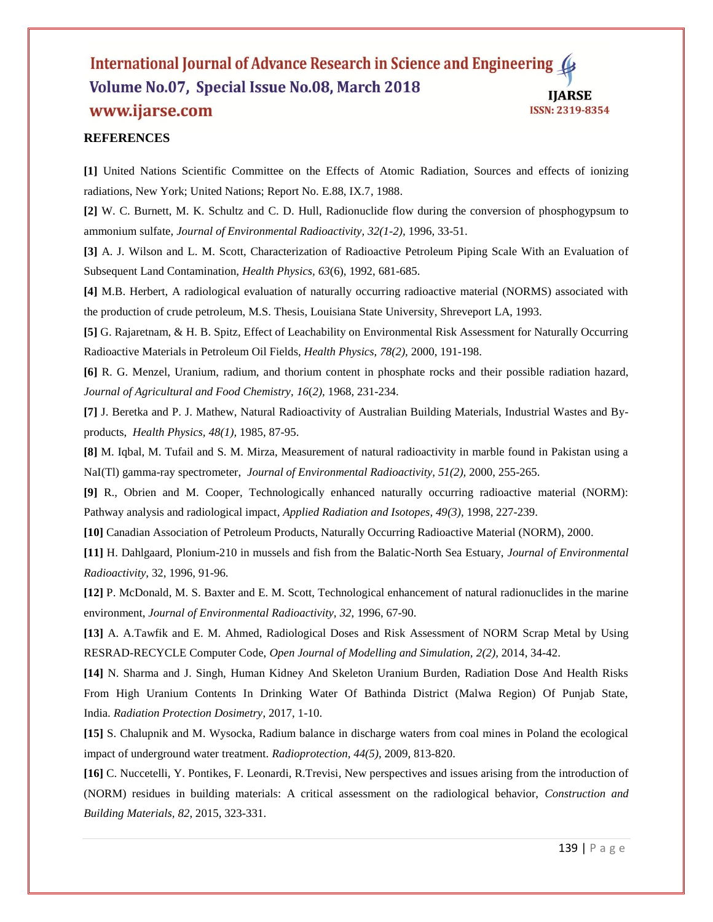## REFERENCES

**[1]** United Nations Scientific Committee on the Effects of Atomic Radiation, Sources and effects of ionizing radiations, New York; United Nations; Report No. E.88, IX.7, 1988.

**[2]** W. C. Burnett, M. K. Schultz and C. D. Hull, Radionuclide flow during the conversion of phosphogypsum to ammonium sulfate, *Journal of Environmental Radioactivity, 32(1-2),* 1996, 33-51.

**[3]** A. J. Wilson and L. M. Scott, Characterization of Radioactive Petroleum Piping Scale With an Evaluation of Subsequent Land Contamination, *Health Physics, 63*(6), 1992, 681-685.

**[4]** M.B. Herbert, A radiological evaluation of naturally occurring radioactive material (NORMS) associated with the production of crude petroleum, M.S. Thesis, Louisiana State University, Shreveport LA, 1993.

**[5]** G. Rajaretnam, & H. B. Spitz, Effect of Leachability on Environmental Risk Assessment for Naturally Occurring Radioactive Materials in Petroleum Oil Fields, *Health Physics, 78(2),* 2000, 191-198.

**[6]** R. G. Menzel, Uranium, radium, and thorium content in phosphate rocks and their possible radiation hazard, *Journal of Agricultural and Food Chemistry, 16*(*2*)*,* 1968, 231-234.

**[7]** J. Beretka and P. J. Mathew, Natural Radioactivity of Australian Building Materials, Industrial Wastes and By-products, *Health Physics, 48(1),* 1985, 87-95.

**[8]** M. Iqbal, M. Tufail and S. M. Mirza, Measurement of natural radioactivity in marble found in Pakistan using a NaI(Tl) gamma-ray spectrometer, *Journal of Environmental Radioactivity, 51(2),* 2000, 255-265.

**[9]** R., Obrien and M. Cooper, Technologically enhanced naturally occurring radioactive material (NORM): Pathway analysis and radiological impact, *Applied Radiation and Isotopes, 49(3),* 1998, 227-239.

**[10]** Canadian Association of Petroleum Products, Naturally Occurring Radioactive Material (NORM), 2000.

**[11]** H. Dahlgaard, Plonium-210 in mussels and fish from the Balatic-North Sea Estuary, *Journal of Environmental Radioactivity*, 32, 1996, 91-96.

**[12]** P. McDonald, M. S. Baxter and E. M. Scott, Technological enhancement of natural radionuclides in the marine environment, *Journal of Environmental Radioactivity, 32*, 1996, 67-90.

**[13]** A. A.Tawfik and E. M. Ahmed, Radiological Doses and Risk Assessment of NORM Scrap Metal by Using RESRAD-RECYCLE Computer Code, *Open Journal of Modelling and Simulation, 2(2),* 2014, 34-42.

**[14]** N. Sharma and J. Singh, Human Kidney And Skeleton Uranium Burden, Radiation Dose And Health Risks From High Uranium Contents In Drinking Water Of Bathinda District (Malwa Region) Of Punjab State, India. *Radiation Protection Dosimetry*, 2017, 1-10.

**[15]** S. Chalupnik and M. Wysocka, Radium balance in discharge waters from coal mines in Poland the ecological impact of underground water treatment. *Radioprotection, 44(5)*, 2009, 813-820.

**[16]** C. Nuccetelli, Y. Pontikes, F. Leonardi, R.Trevisi, New perspectives and issues arising from the introduction of (NORM) residues in building materials: A critical assessment on the radiological behavior, *Construction and Building Materials, 82*, 2015, 323-331.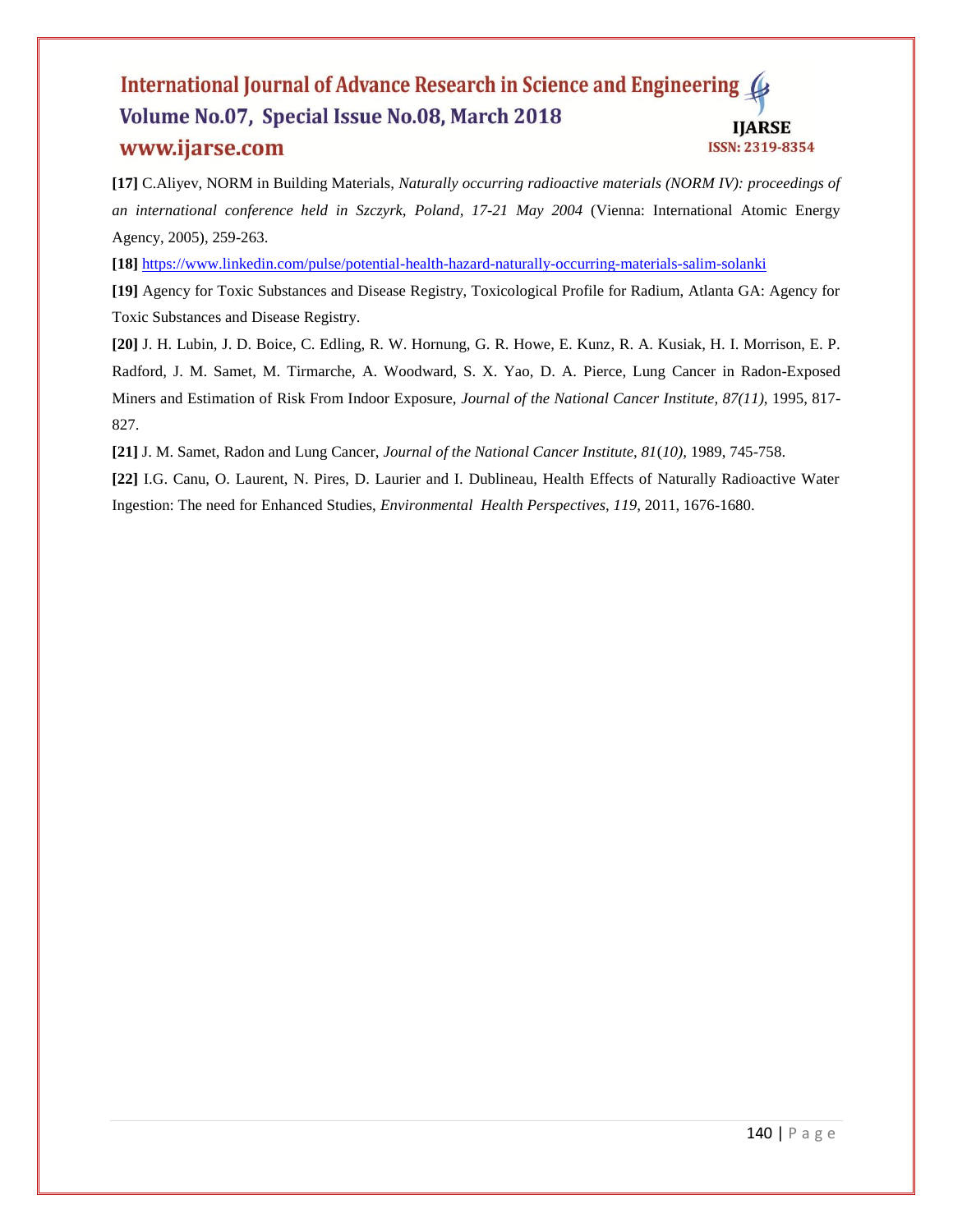**[17]** C.Aliyev, NORM in Building Materials, *Naturally occurring radioactive materials (NORM IV): proceedings of an international conference held in Szczyrk, Poland, 17-21 May 2004* (Vienna: International Atomic Energy Agency, 2005), 259-263.

**[18]** https://www.linkedin.com/pulse/potential-health-hazard-naturally-occurring-materials-salim-solanki

**[19]** Agency for Toxic Substances and Disease Registry, Toxicological Profile for Radium, Atlanta GA: Agency for Toxic Substances and Disease Registry.

**[20]** J. H. Lubin, J. D. Boice, C. Edling, R. W. Hornung, G. R. Howe, E. Kunz, R. A. Kusiak, H. I. Morrison, E. P. Radford, J. M. Samet, M. Tirmarche, A. Woodward, S. X. Yao, D. A. Pierce, Lung Cancer in Radon-Exposed Miners and Estimation of Risk From Indoor Exposure, *Journal of the National Cancer Institute, 87(11)*, 1995, 817-827.

**[21]** J. M. Samet, Radon and Lung Cancer, *Journal of the National Cancer Institute, 81*(*10),* 1989, 745-758.

**[22]** I.G. Canu, O. Laurent, N. Pires, D. Laurier and I. Dublineau, Health Effects of Naturally Radioactive Water Ingestion: The need for Enhanced Studies, *Environmental Health Perspectives*, *119*, 2011, 1676-1680.